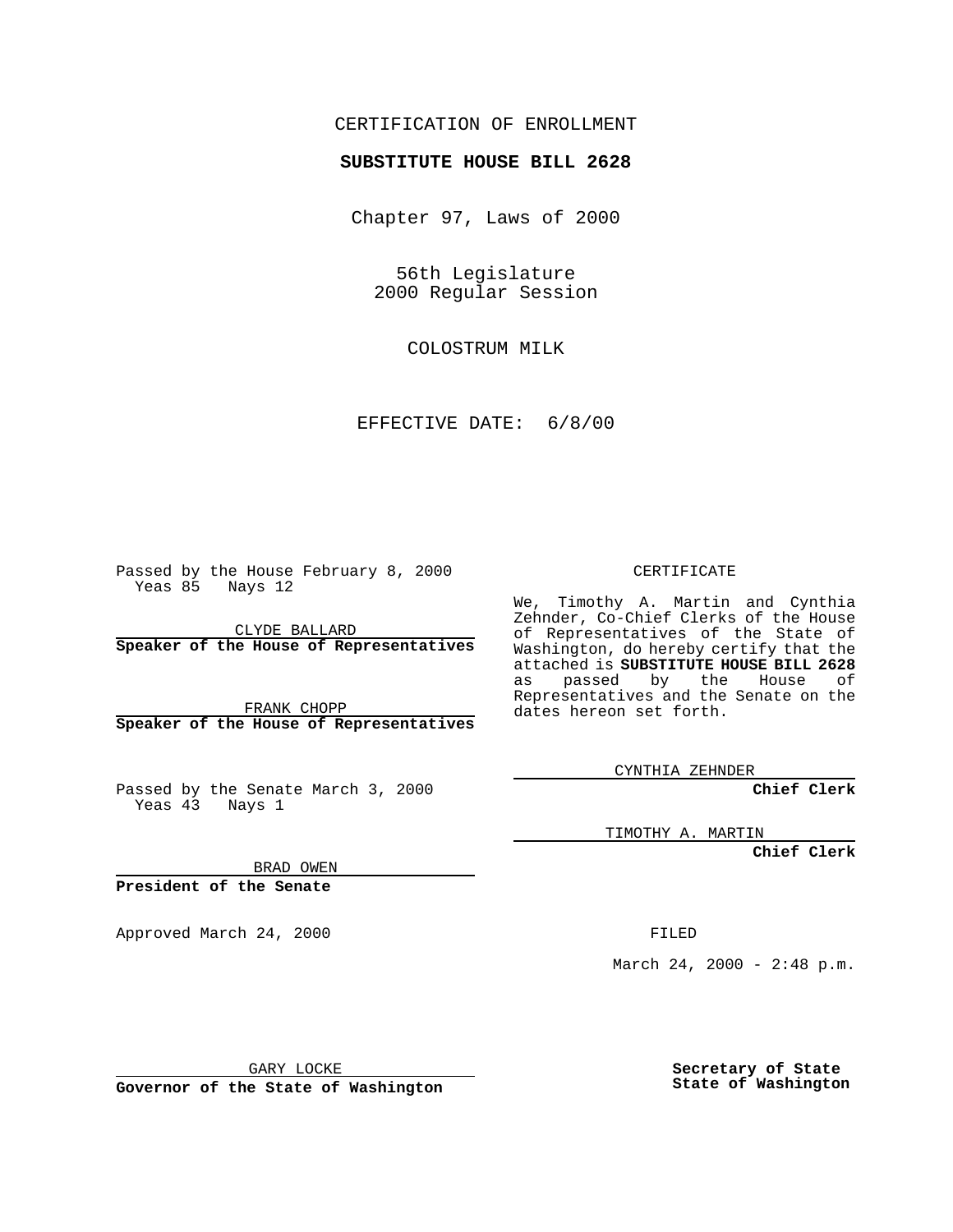CERTIFICATION OF ENROLLMENT

**SUBSTITUTE HOUSE BILL 2628**

Chapter 97, Laws of 2000

56th Legislature
2000 Regular Session

COLOSTRUM MILK

EFFECTIVE DATE: 6/8/00

Passed by the House February 8, 2000
Yeas 85 Nays 12

CLYDE BALLARD
**Speaker of the House of Representatives**

FRANK CHOPP
**Speaker of the House of Representatives**

Passed by the Senate March 3, 2000
Yeas 43 Nays 1

BRAD OWEN
**President of the Senate**

Approved March 24, 2000

GARY LOCKE
**Governor of the State of Washington**

CERTIFICATE

We, Timothy A. Martin and Cynthia Zehnder, Co-Chief Clerks of the House of Representatives of the State of Washington, do hereby certify that the attached is **SUBSTITUTE HOUSE BILL 2628** as passed by the House of Representatives and the Senate on the dates hereon set forth.

CYNTHIA ZEHNDER
**Chief Clerk**

TIMOTHY A. MARTIN
**Chief Clerk**

FILED

March 24, 2000 - 2:48 p.m.

**Secretary of State**
**State of Washington**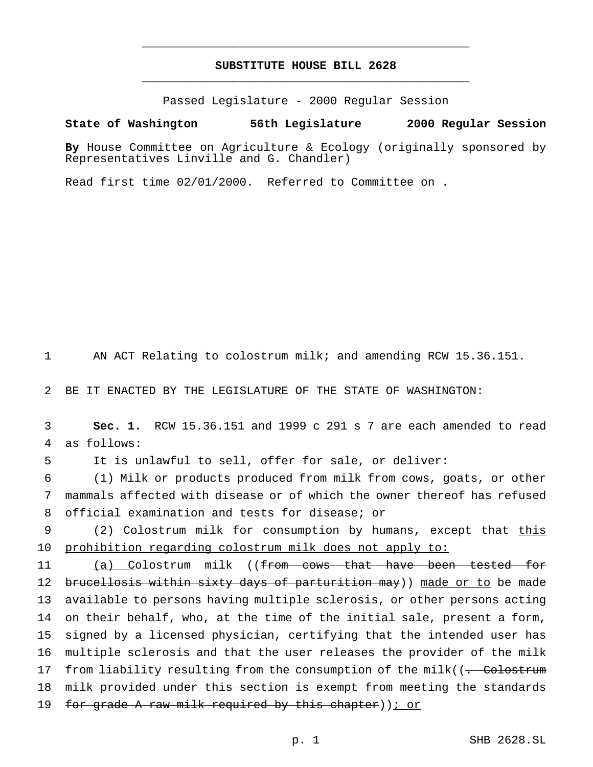# SUBSTITUTE HOUSE BILL 2628

Passed Legislature - 2000 Regular Session

**State of Washington 56th Legislature 2000 Regular Session**

**By** House Committee on Agriculture & Ecology (originally sponsored by Representatives Linville and G. Chandler)

Read first time 02/01/2000. Referred to Committee on .

AN ACT Relating to colostrum milk; and amending RCW 15.36.151.

BE IT ENACTED BY THE LEGISLATURE OF THE STATE OF WASHINGTON:

**Sec. 1.** RCW 15.36.151 and 1999 c 291 s 7 are each amended to read as follows:

It is unlawful to sell, offer for sale, or deliver:

(1) Milk or products produced from milk from cows, goats, or other mammals affected with disease or of which the owner thereof has refused official examination and tests for disease; or

(2) Colostrum milk for consumption by humans, except that <u>this prohibition regarding colostrum milk does not apply to:</u>

<u>(a) C</u>olostrum milk ((~~from cows that have been tested for brucellosis within sixty days of parturition may~~)) <u>made or to</u> be made available to persons having multiple sclerosis, or other persons acting on their behalf, who, at the time of the initial sale, present a form, signed by a licensed physician, certifying that the intended user has multiple sclerosis and that the user releases the provider of the milk from liability resulting from the consumption of the milk((~~. Colostrum milk provided under this section is exempt from meeting the standards for grade A raw milk required by this chapter~~))<u>; or</u>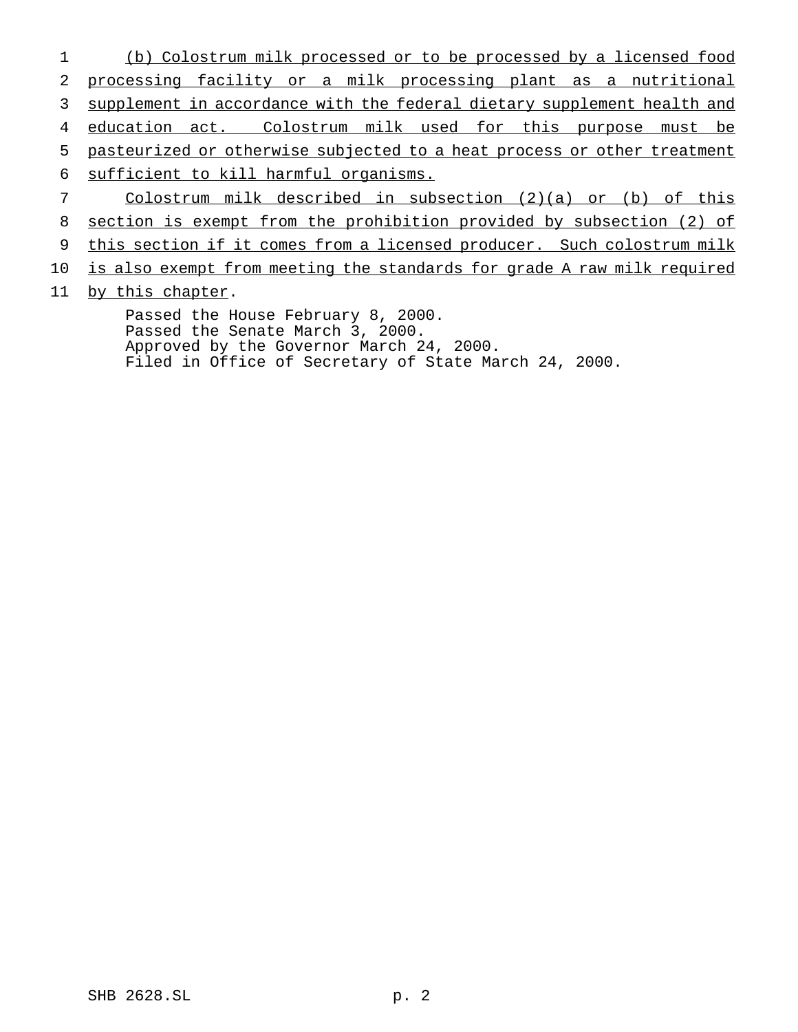(b) Colostrum milk processed or to be processed by a licensed food processing facility or a milk processing plant as a nutritional supplement in accordance with the federal dietary supplement health and education act. Colostrum milk used for this purpose must be pasteurized or otherwise subjected to a heat process or other treatment sufficient to kill harmful organisms.

Colostrum milk described in subsection (2)(a) or (b) of this section is exempt from the prohibition provided by subsection (2) of this section if it comes from a licensed producer. Such colostrum milk is also exempt from meeting the standards for grade A raw milk required by this chapter.

Passed the House February 8, 2000.
Passed the Senate March 3, 2000.
Approved by the Governor March 24, 2000.
Filed in Office of Secretary of State March 24, 2000.